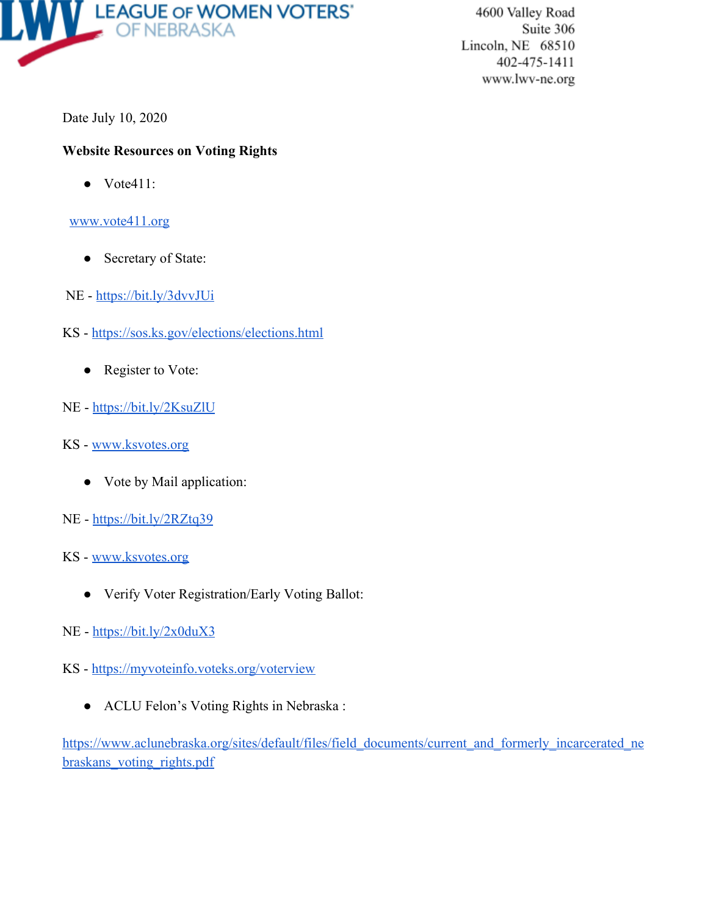LEAGUE OF WOMEN VOTERS® OF NEBRASKA

4600 Valley Road
Suite 306
Lincoln, NE 68510
402-475-1411
www.lwv-ne.org

Date July 10, 2020

**Website Resources on Voting Rights**

- Vote411:

www.vote411.org

- Secretary of State:

NE - https://bit.ly/3dvvJUi

KS - https://sos.ks.gov/elections/elections.html

- Register to Vote:

NE - https://bit.ly/2KsuZlU

KS - www.ksvotes.org

- Vote by Mail application:

NE - https://bit.ly/2RZtq39

KS - www.ksvotes.org

- Verify Voter Registration/Early Voting Ballot:

NE - https://bit.ly/2x0duX3

KS - https://myvoteinfo.voteks.org/voterview

- ACLU Felon's Voting Rights in Nebraska :

https://www.aclunebraska.org/sites/default/files/field_documents/current_and_formerly_incarcerated_nebraskans_voting_rights.pdf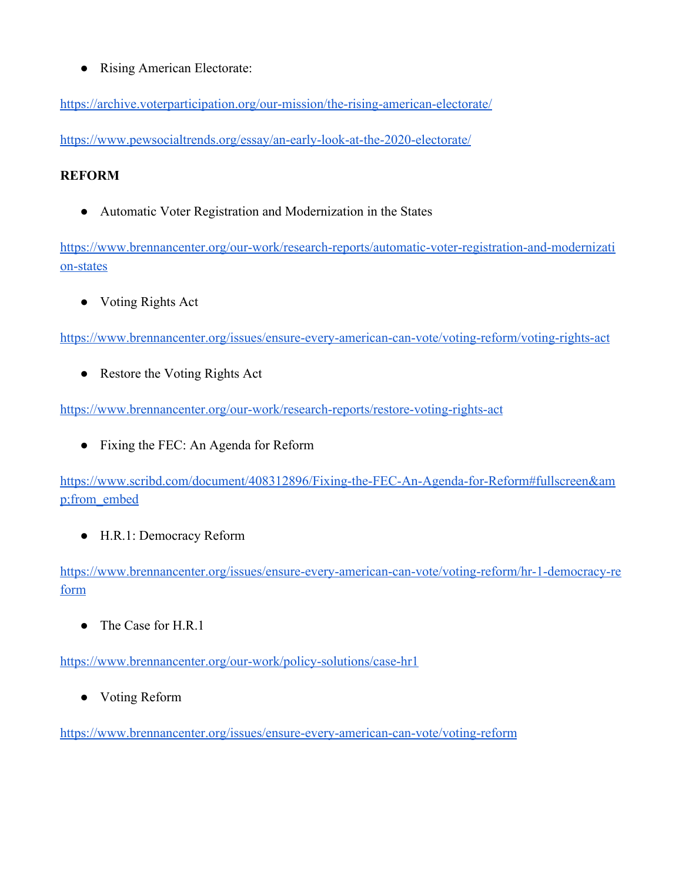- Rising American Electorate:

https://archive.voterparticipation.org/our-mission/the-rising-american-electorate/

https://www.pewsocialtrends.org/essay/an-early-look-at-the-2020-electorate/

**REFORM**

- Automatic Voter Registration and Modernization in the States

https://www.brennancenter.org/our-work/research-reports/automatic-voter-registration-and-modernization-states

- Voting Rights Act

https://www.brennancenter.org/issues/ensure-every-american-can-vote/voting-reform/voting-rights-act

- Restore the Voting Rights Act

https://www.brennancenter.org/our-work/research-reports/restore-voting-rights-act

- Fixing the FEC: An Agenda for Reform

https://www.scribd.com/document/408312896/Fixing-the-FEC-An-Agenda-for-Reform#fullscreen&amp;from_embed

- H.R.1: Democracy Reform

https://www.brennancenter.org/issues/ensure-every-american-can-vote/voting-reform/hr-1-democracy-reform

- The Case for H.R.1

https://www.brennancenter.org/our-work/policy-solutions/case-hr1

- Voting Reform

https://www.brennancenter.org/issues/ensure-every-american-can-vote/voting-reform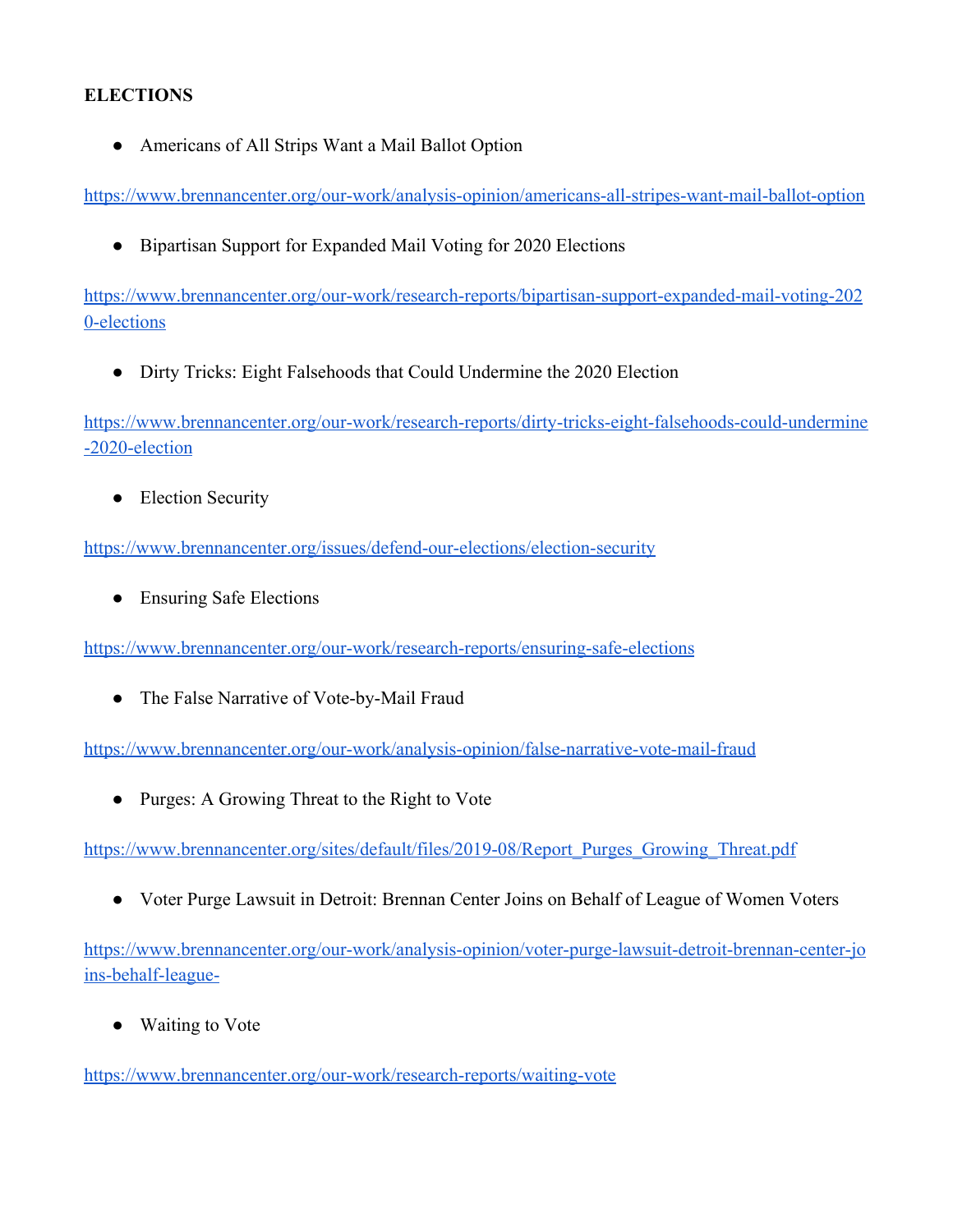**ELECTIONS**

- Americans of All Strips Want a Mail Ballot Option

https://www.brennancenter.org/our-work/analysis-opinion/americans-all-stripes-want-mail-ballot-option

- Bipartisan Support for Expanded Mail Voting for 2020 Elections

https://www.brennancenter.org/our-work/research-reports/bipartisan-support-expanded-mail-voting-2020-elections

- Dirty Tricks: Eight Falsehoods that Could Undermine the 2020 Election

https://www.brennancenter.org/our-work/research-reports/dirty-tricks-eight-falsehoods-could-undermine-2020-election

- Election Security

https://www.brennancenter.org/issues/defend-our-elections/election-security

- Ensuring Safe Elections

https://www.brennancenter.org/our-work/research-reports/ensuring-safe-elections

- The False Narrative of Vote-by-Mail Fraud

https://www.brennancenter.org/our-work/analysis-opinion/false-narrative-vote-mail-fraud

- Purges: A Growing Threat to the Right to Vote

https://www.brennancenter.org/sites/default/files/2019-08/Report_Purges_Growing_Threat.pdf

- Voter Purge Lawsuit in Detroit: Brennan Center Joins on Behalf of League of Women Voters

https://www.brennancenter.org/our-work/analysis-opinion/voter-purge-lawsuit-detroit-brennan-center-joins-behalf-league-

- Waiting to Vote

https://www.brennancenter.org/our-work/research-reports/waiting-vote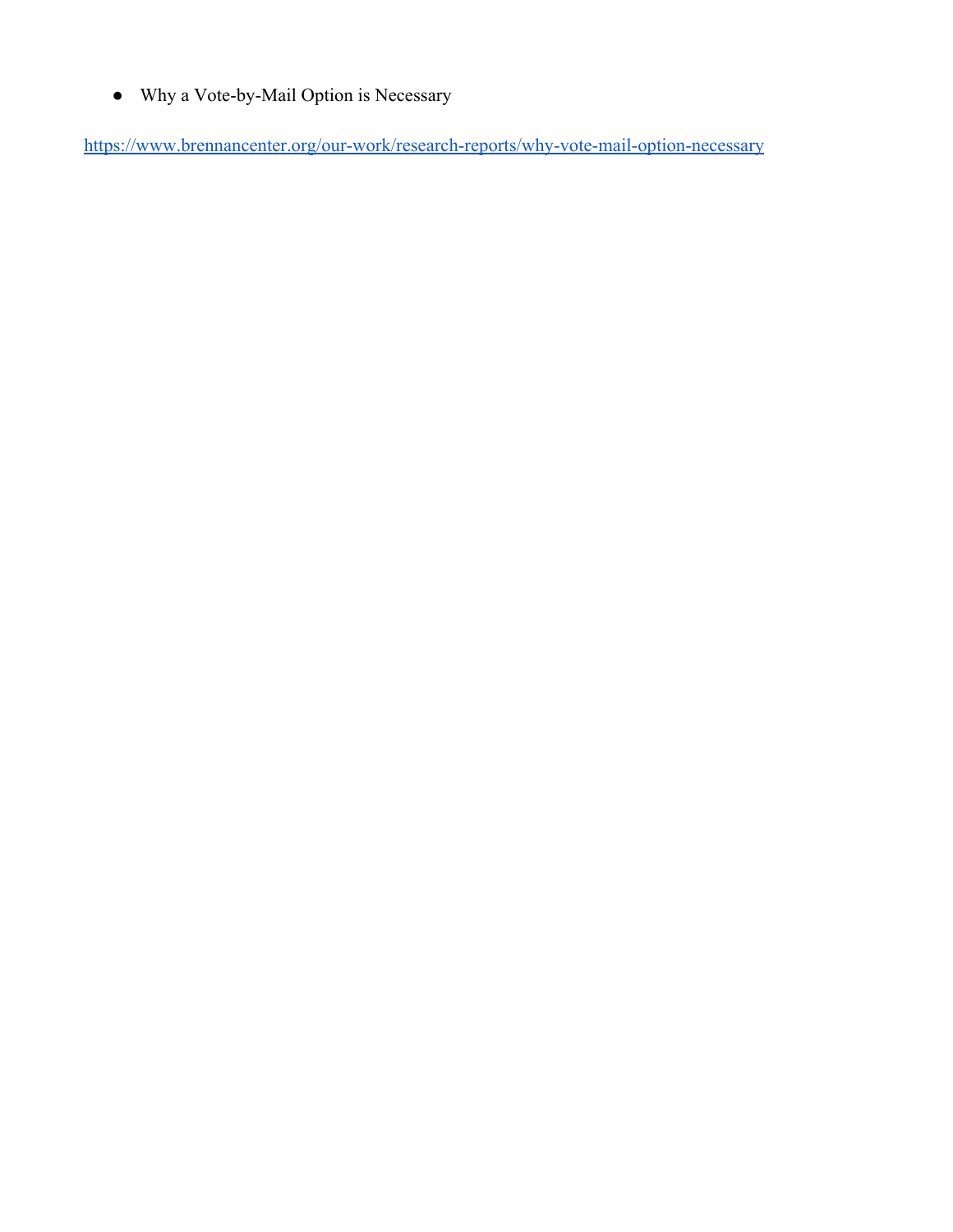- Why a Vote-by-Mail Option is Necessary

https://www.brennancenter.org/our-work/research-reports/why-vote-mail-option-necessary